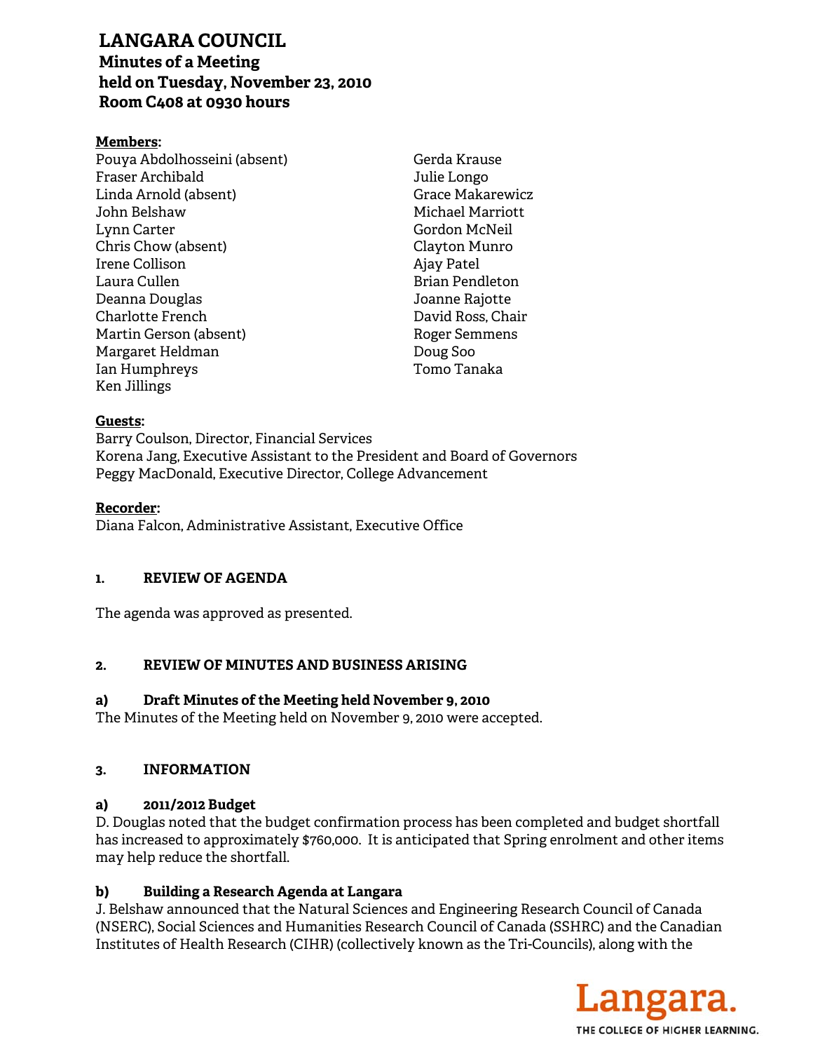# LANGARA COUNCIL

**Minutes of a Meeting**
**held on Tuesday, November 23, 2010**
**Room C408 at 0930 hours**

**Members:**

Pouya Abdolhosseini (absent)
Fraser Archibald
Linda Arnold (absent)
John Belshaw
Lynn Carter
Chris Chow (absent)
Irene Collison
Laura Cullen
Deanna Douglas
Charlotte French
Martin Gerson (absent)
Margaret Heldman
Ian Humphreys
Ken Jillings
Gerda Krause
Julie Longo
Grace Makarewicz
Michael Marriott
Gordon McNeil
Clayton Munro
Ajay Patel
Brian Pendleton
Joanne Rajotte
David Ross, Chair
Roger Semmens
Doug Soo
Tomo Tanaka

**Guests:**

Barry Coulson, Director, Financial Services
Korena Jang, Executive Assistant to the President and Board of Governors
Peggy MacDonald, Executive Director, College Advancement

**Recorder:**

Diana Falcon, Administrative Assistant, Executive Office

## 1. REVIEW OF AGENDA

The agenda was approved as presented.

## 2. REVIEW OF MINUTES AND BUSINESS ARISING

### a) Draft Minutes of the Meeting held November 9, 2010

The Minutes of the Meeting held on November 9, 2010 were accepted.

## 3. INFORMATION

### a) 2011/2012 Budget

D. Douglas noted that the budget confirmation process has been completed and budget shortfall has increased to approximately $760,000. It is anticipated that Spring enrolment and other items may help reduce the shortfall.

### b) Building a Research Agenda at Langara

J. Belshaw announced that the Natural Sciences and Engineering Research Council of Canada (NSERC), Social Sciences and Humanities Research Council of Canada (SSHRC) and the Canadian Institutes of Health Research (CIHR) (collectively known as the Tri-Councils), along with the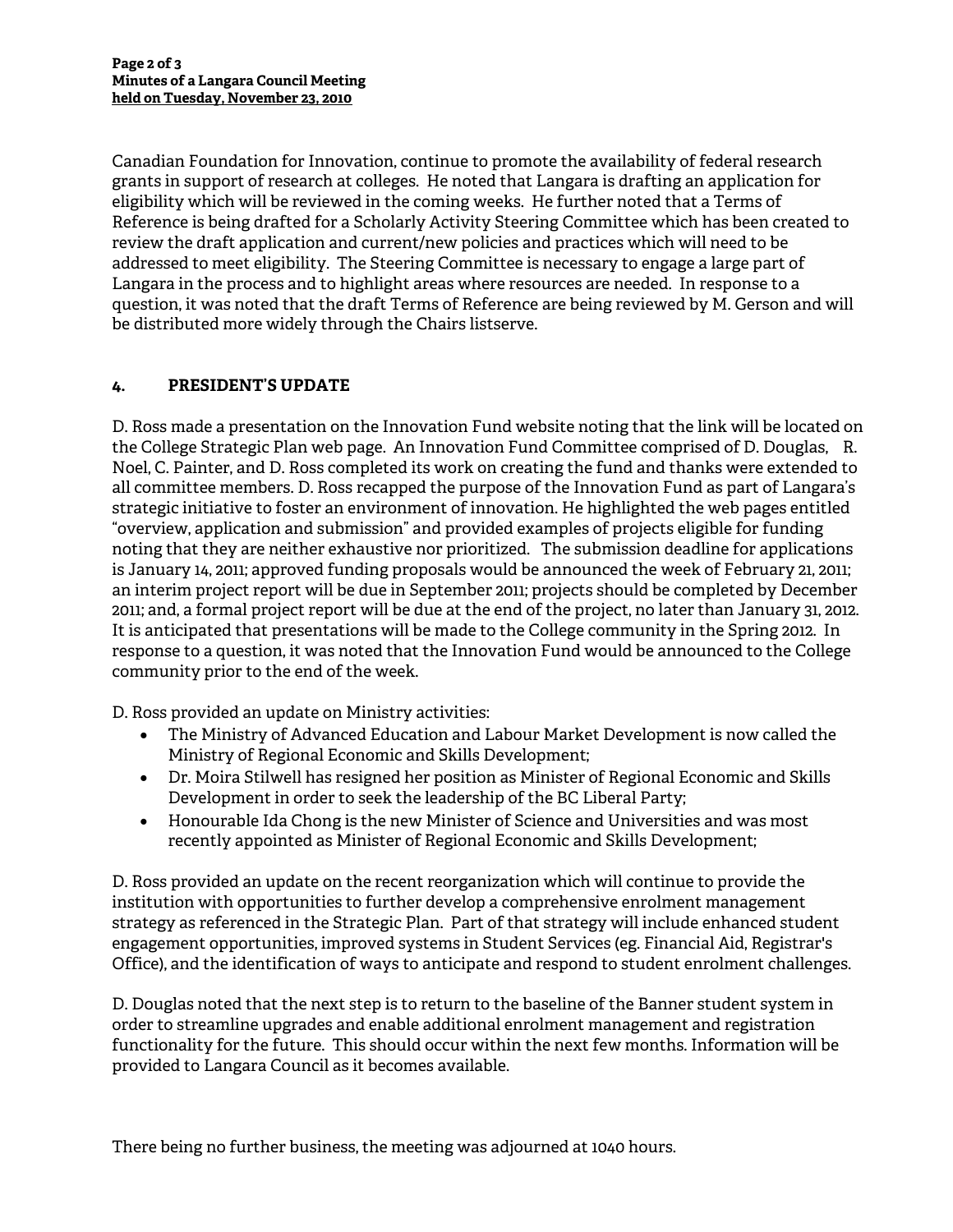Canadian Foundation for Innovation, continue to promote the availability of federal research grants in support of research at colleges. He noted that Langara is drafting an application for eligibility which will be reviewed in the coming weeks. He further noted that a Terms of Reference is being drafted for a Scholarly Activity Steering Committee which has been created to review the draft application and current/new policies and practices which will need to be addressed to meet eligibility. The Steering Committee is necessary to engage a large part of Langara in the process and to highlight areas where resources are needed. In response to a question, it was noted that the draft Terms of Reference are being reviewed by M. Gerson and will be distributed more widely through the Chairs listserve.

## 4. PRESIDENT'S UPDATE

D. Ross made a presentation on the Innovation Fund website noting that the link will be located on the College Strategic Plan web page. An Innovation Fund Committee comprised of D. Douglas, R. Noel, C. Painter, and D. Ross completed its work on creating the fund and thanks were extended to all committee members. D. Ross recapped the purpose of the Innovation Fund as part of Langara's strategic initiative to foster an environment of innovation. He highlighted the web pages entitled "overview, application and submission" and provided examples of projects eligible for funding noting that they are neither exhaustive nor prioritized. The submission deadline for applications is January 14, 2011; approved funding proposals would be announced the week of February 21, 2011; an interim project report will be due in September 2011; projects should be completed by December 2011; and, a formal project report will be due at the end of the project, no later than January 31, 2012. It is anticipated that presentations will be made to the College community in the Spring 2012. In response to a question, it was noted that the Innovation Fund would be announced to the College community prior to the end of the week.

D. Ross provided an update on Ministry activities:

- The Ministry of Advanced Education and Labour Market Development is now called the Ministry of Regional Economic and Skills Development;
- Dr. Moira Stilwell has resigned her position as Minister of Regional Economic and Skills Development in order to seek the leadership of the BC Liberal Party;
- Honourable Ida Chong is the new Minister of Science and Universities and was most recently appointed as Minister of Regional Economic and Skills Development;

D. Ross provided an update on the recent reorganization which will continue to provide the institution with opportunities to further develop a comprehensive enrolment management strategy as referenced in the Strategic Plan. Part of that strategy will include enhanced student engagement opportunities, improved systems in Student Services (eg. Financial Aid, Registrar's Office), and the identification of ways to anticipate and respond to student enrolment challenges.

D. Douglas noted that the next step is to return to the baseline of the Banner student system in order to streamline upgrades and enable additional enrolment management and registration functionality for the future. This should occur within the next few months. Information will be provided to Langara Council as it becomes available.

There being no further business, the meeting was adjourned at 1040 hours.